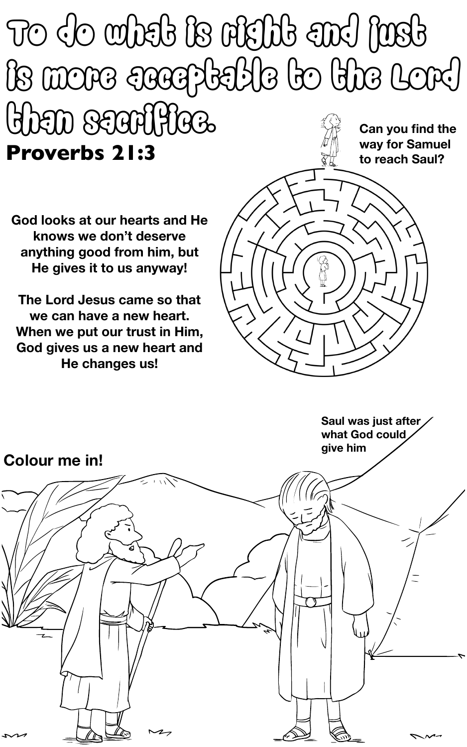# To do what is right and just is more acceptable to the Lord than sacrifice.

**Proverbs 21:3**

Can you find the way for Samuel to reach Saul?

God looks at our hearts and He knows we don't deserve anything good from him, but He gives it to us anyway!

The Lord Jesus came so that we can have a new heart. When we put our trust in Him, God gives us a new heart and He changes us!

Saul was just after what God could give him

Colour me in!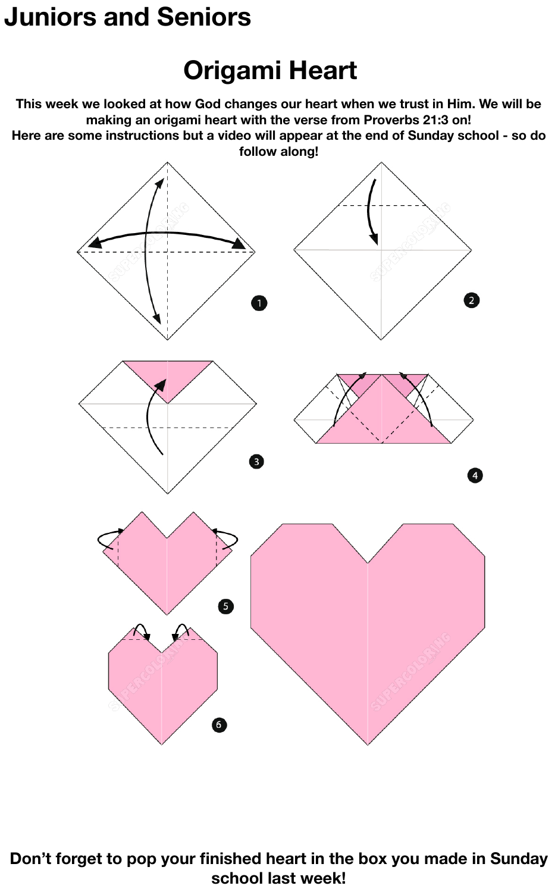# Juniors and Seniors

## Origami Heart

**This week we looked at how God changes our heart when we trust in Him. We will be making an origami heart with the verse from Proverbs 21:3 on!**
**Here are some instructions but a video will appear at the end of Sunday school - so do follow along!**

**Don't forget to pop your finished heart in the box you made in Sunday school last week!**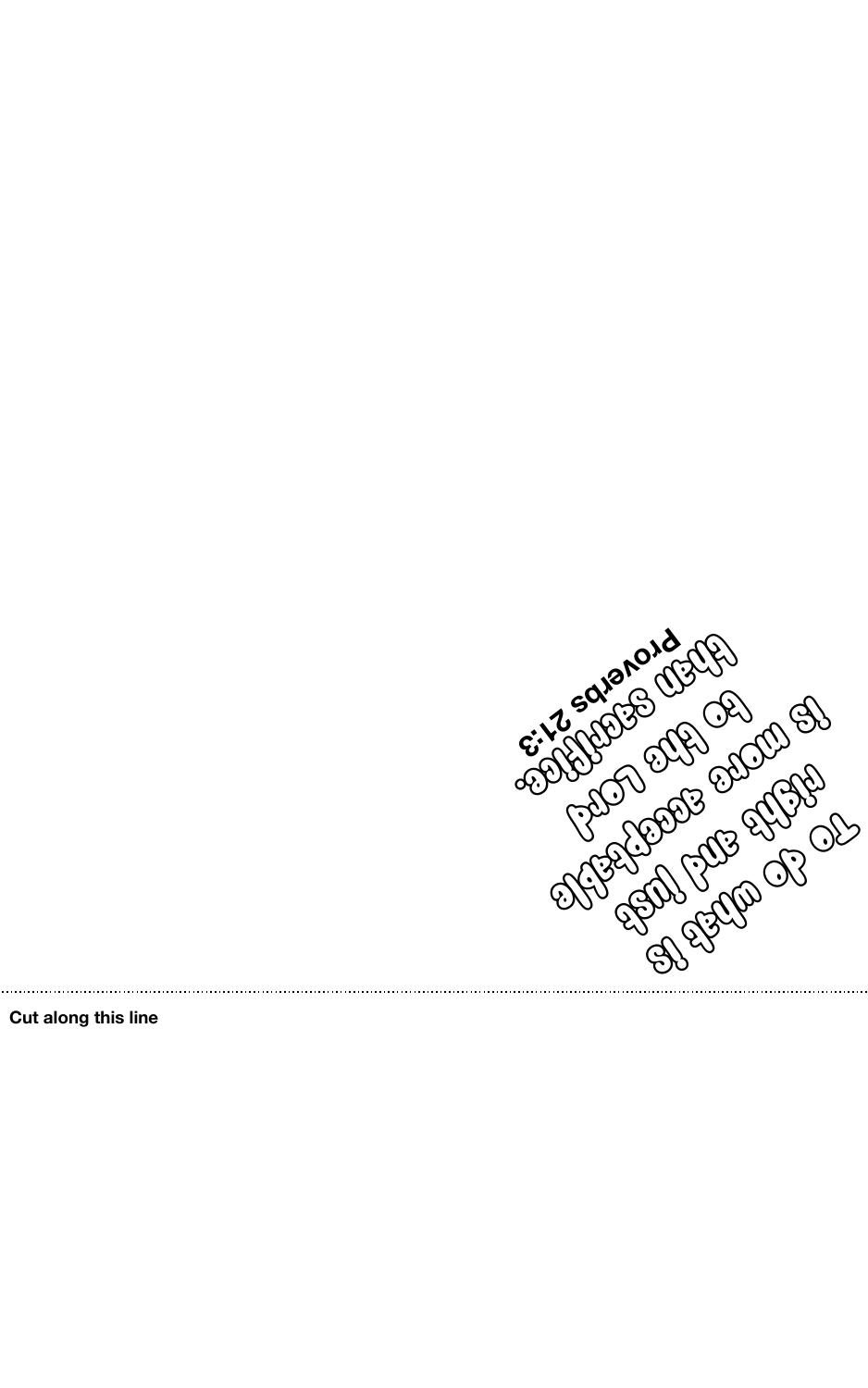To do what is
right and just
is more acceptable
to the Lord
than sacrifice.
Proverbs 21:3

Cut along this line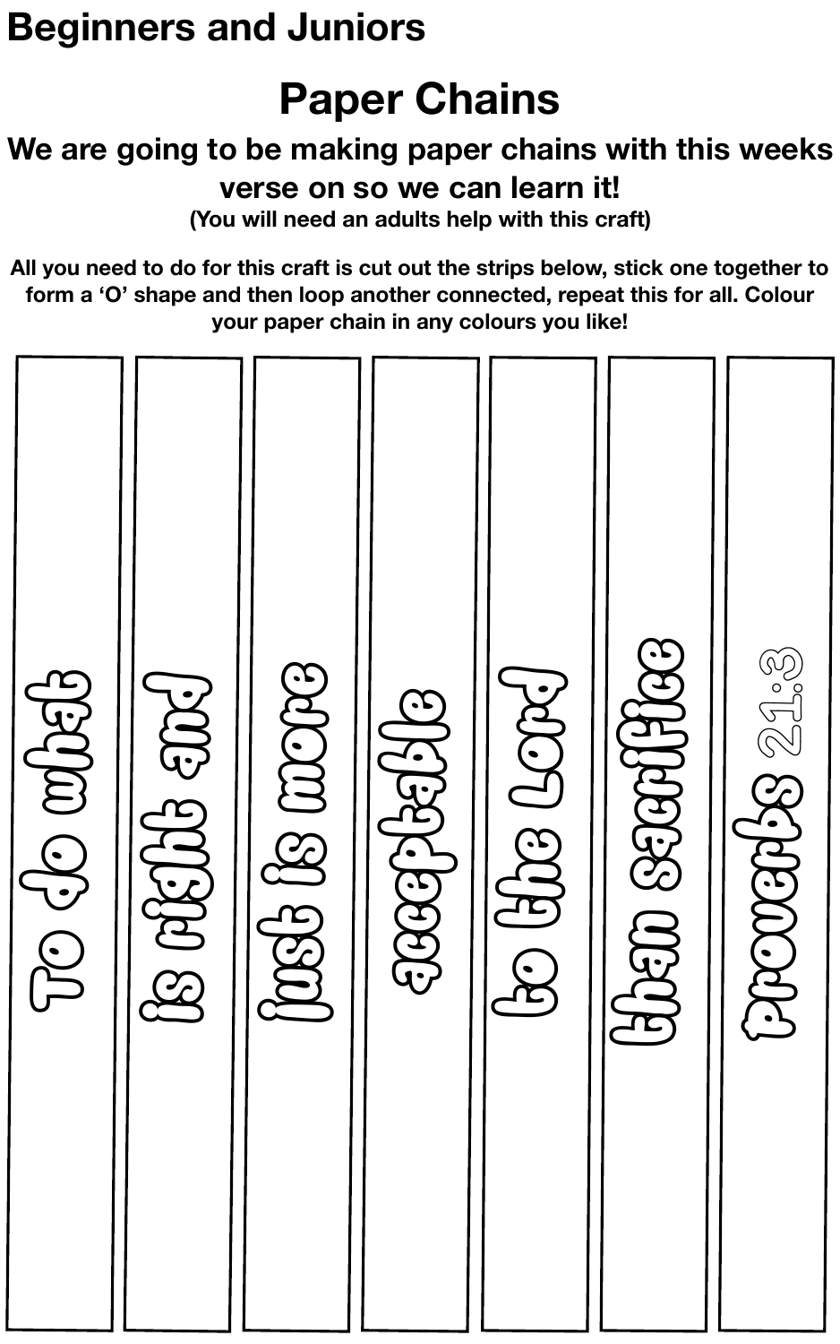Beginners and Juniors

# Paper Chains

## We are going to be making paper chains with this weeks verse on so we can learn it!

**(You will need an adults help with this craft)**

**All you need to do for this craft is cut out the strips below, stick one together to form a 'O' shape and then loop another connected, repeat this for all. Colour your paper chain in any colours you like!**

To do what

is right and

just is more

acceptable

to the Lord

than sacrifice

Proverbs 21:3